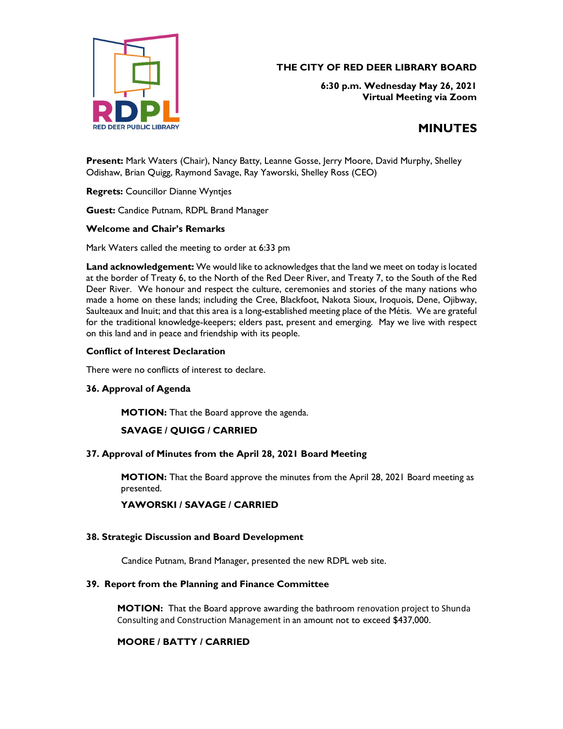RED DEER PUBLIC LIBRARY

# THE CITY OF RED DEER LIBRARY BOARD

**6:30 p.m. Wednesday May 26, 2021**
**Virtual Meeting via Zoom**

## MINUTES

**Present:** Mark Waters (Chair), Nancy Batty, Leanne Gosse, Jerry Moore, David Murphy, Shelley Odishaw, Brian Quigg, Raymond Savage, Ray Yaworski, Shelley Ross (CEO)

**Regrets:** Councillor Dianne Wyntjes

**Guest:** Candice Putnam, RDPL Brand Manager

### Welcome and Chair's Remarks

Mark Waters called the meeting to order at 6:33 pm

**Land acknowledgement:** We would like to acknowledges that the land we meet on today is located at the border of Treaty 6, to the North of the Red Deer River, and Treaty 7, to the South of the Red Deer River. We honour and respect the culture, ceremonies and stories of the many nations who made a home on these lands; including the Cree, Blackfoot, Nakota Sioux, Iroquois, Dene, Ojibway, Saulteaux and Inuit; and that this area is a long-established meeting place of the Métis. We are grateful for the traditional knowledge-keepers; elders past, present and emerging. May we live with respect on this land and in peace and friendship with its people.

### Conflict of Interest Declaration

There were no conflicts of interest to declare.

### 36. Approval of Agenda

**MOTION:** That the Board approve the agenda.

**SAVAGE / QUIGG / CARRIED**

### 37. Approval of Minutes from the April 28, 2021 Board Meeting

**MOTION:** That the Board approve the minutes from the April 28, 2021 Board meeting as presented.

**YAWORSKI / SAVAGE / CARRIED**

### 38. Strategic Discussion and Board Development

Candice Putnam, Brand Manager, presented the new RDPL web site.

### 39. Report from the Planning and Finance Committee

**MOTION:** That the Board approve awarding the bathroom renovation project to Shunda Consulting and Construction Management in an amount not to exceed $437,000.

**MOORE / BATTY / CARRIED**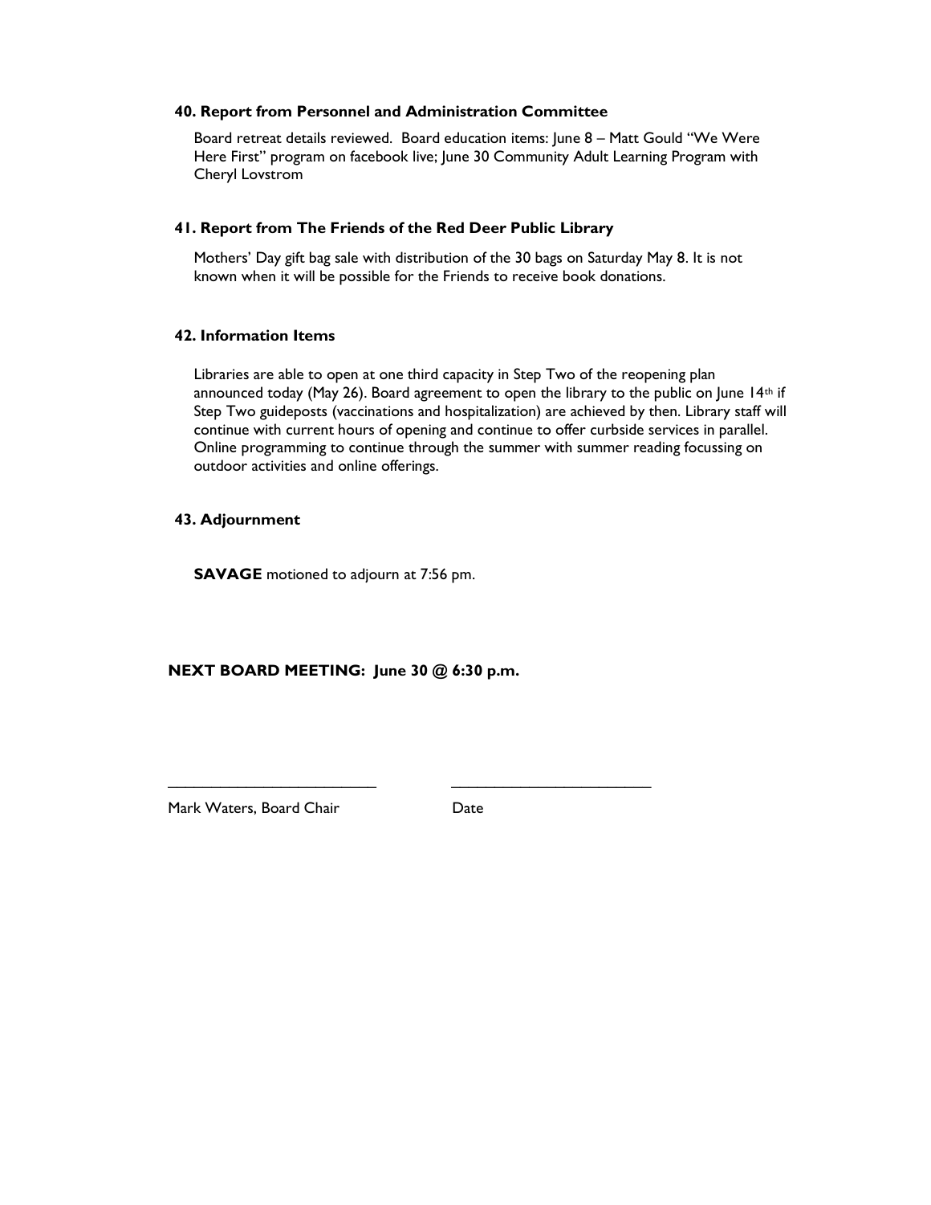### 40. Report from Personnel and Administration Committee

Board retreat details reviewed. Board education items: June 8 – Matt Gould "We Were Here First" program on facebook live; June 30 Community Adult Learning Program with Cheryl Lovstrom

### 41. Report from The Friends of the Red Deer Public Library

Mothers' Day gift bag sale with distribution of the 30 bags on Saturday May 8. It is not known when it will be possible for the Friends to receive book donations.

### 42. Information Items

Libraries are able to open at one third capacity in Step Two of the reopening plan announced today (May 26). Board agreement to open the library to the public on June 14th if Step Two guideposts (vaccinations and hospitalization) are achieved by then. Library staff will continue with current hours of opening and continue to offer curbside services in parallel. Online programming to continue through the summer with summer reading focussing on outdoor activities and online offerings.

### 43. Adjournment

**SAVAGE** motioned to adjourn at 7:56 pm.

**NEXT BOARD MEETING: June 30 @ 6:30 p.m.**

_________________________ _________________________

Mark Waters, Board Chair Date